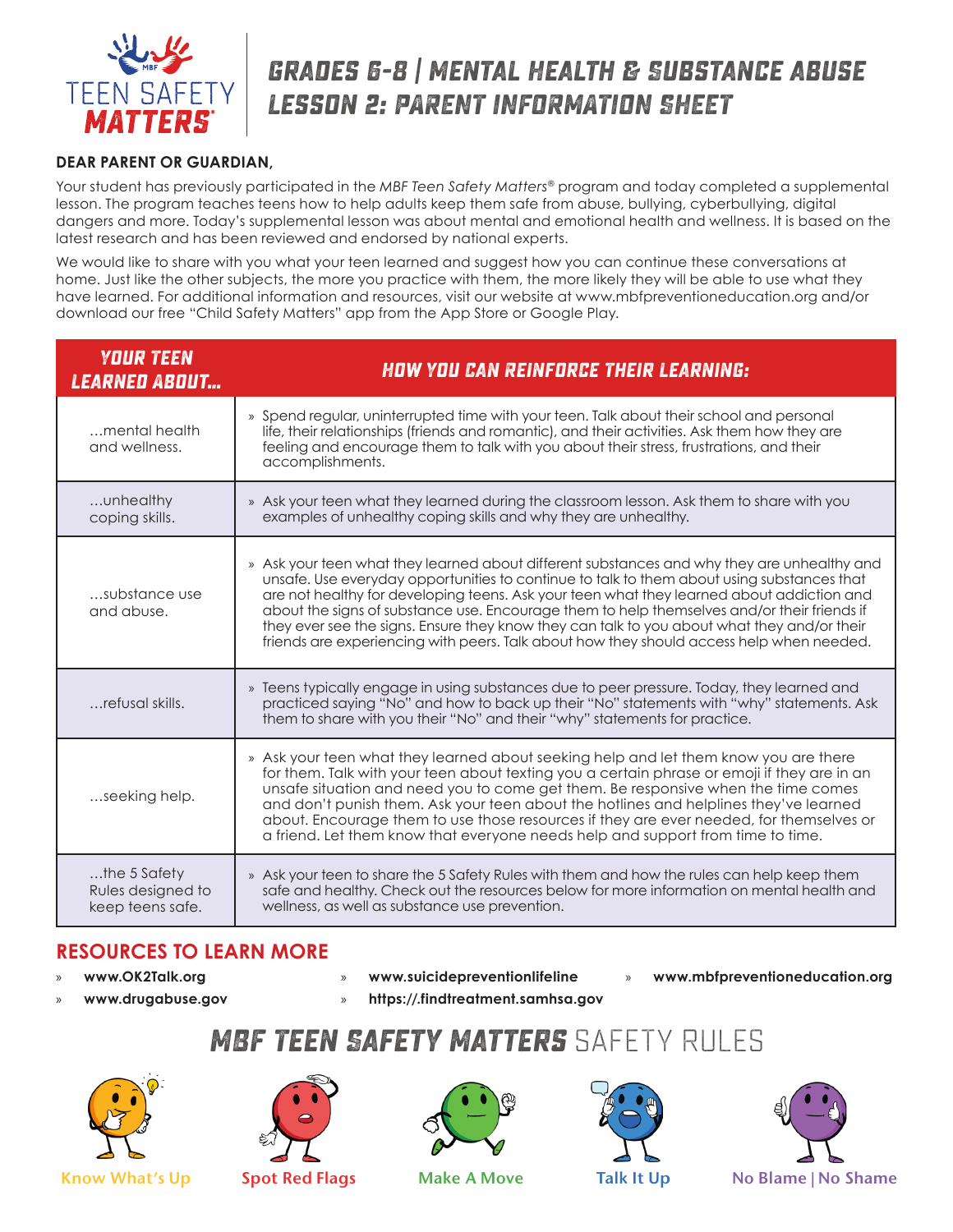# GRADES 6-8 | MENTAL HEALTH & SUBSTANCE ABUSE LESSON 2: PARENT INFORMATION SHEET

**DEAR PARENT OR GUARDIAN,**

Your student has previously participated in the *MBF Teen Safety Matters*® program and today completed a supplemental lesson. The program teaches teens how to help adults keep them safe from abuse, bullying, cyberbullying, digital dangers and more. Today's supplemental lesson was about mental and emotional health and wellness. It is based on the latest research and has been reviewed and endorsed by national experts.

We would like to share with you what your teen learned and suggest how you can continue these conversations at home. Just like the other subjects, the more you practice with them, the more likely they will be able to use what they have learned. For additional information and resources, visit our website at www.mbfpreventioneducation.org and/or download our free "Child Safety Matters" app from the App Store or Google Play.

| YOUR TEEN LEARNED ABOUT... | HOW YOU CAN REINFORCE THEIR LEARNING: |
|---|---|
| ...mental health and wellness. | » Spend regular, uninterrupted time with your teen. Talk about their school and personal life, their relationships (friends and romantic), and their activities. Ask them how they are feeling and encourage them to talk with you about their stress, frustrations, and their accomplishments. |
| ...unhealthy coping skills. | » Ask your teen what they learned during the classroom lesson. Ask them to share with you examples of unhealthy coping skills and why they are unhealthy. |
| ...substance use and abuse. | » Ask your teen what they learned about different substances and why they are unhealthy and unsafe. Use everyday opportunities to continue to talk to them about using substances that are not healthy for developing teens. Ask your teen what they learned about addiction and about the signs of substance use. Encourage them to help themselves and/or their friends if they ever see the signs. Ensure they know they can talk to you about what they and/or their friends are experiencing with peers. Talk about how they should access help when needed. |
| ...refusal skills. | » Teens typically engage in using substances due to peer pressure. Today, they learned and practiced saying "No" and how to back up their "No" statements with "why" statements. Ask them to share with you their "No" and their "why" statements for practice. |
| ...seeking help. | » Ask your teen what they learned about seeking help and let them know you are there for them. Talk with your teen about texting you a certain phrase or emoji if they are in an unsafe situation and need you to come get them. Be responsive when the time comes and don't punish them. Ask your teen about the hotlines and helplines they've learned about. Encourage them to use those resources if they are ever needed, for themselves or a friend. Let them know that everyone needs help and support from time to time. |
| ...the 5 Safety Rules designed to keep teens safe. | » Ask your teen to share the 5 Safety Rules with them and how the rules can help keep them safe and healthy. Check out the resources below for more information on mental health and wellness, as well as substance use prevention. |

## RESOURCES TO LEARN MORE

- **www.OK2Talk.org**
- **www.drugabuse.gov**
- **www.suicidepreventionlifeline**
- **https://.findtreatment.samhsa.gov**
- **www.mbfpreventioneducation.org**

## *MBF TEEN SAFETY MATTERS* SAFETY RULES

Know What's Up | Spot Red Flags | Make A Move | Talk It Up | No Blame | No Shame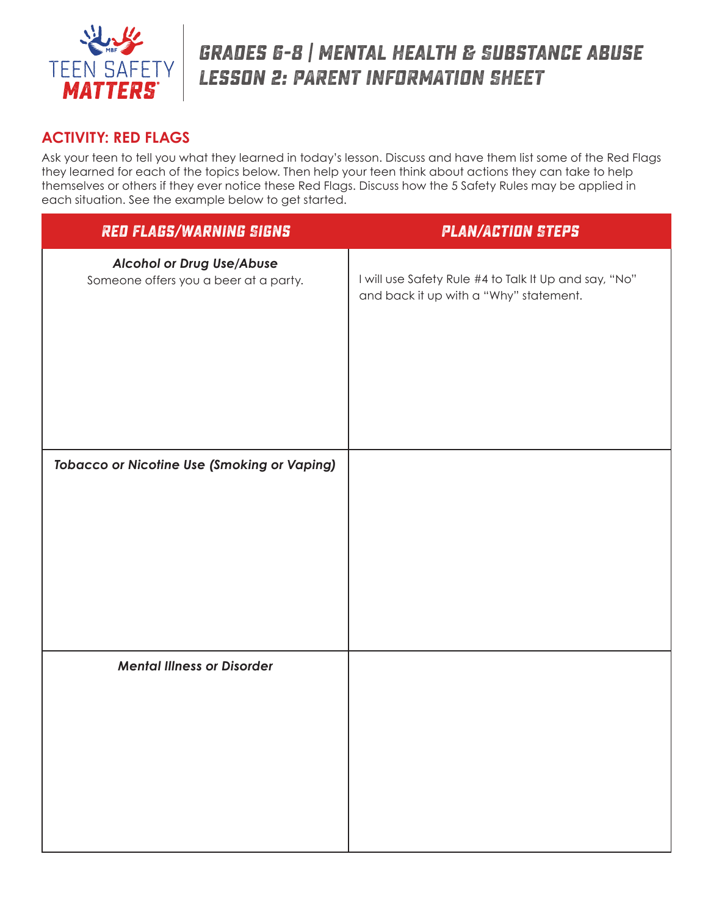# GRADES 6-8 | MENTAL HEALTH & SUBSTANCE ABUSE LESSON 2: PARENT INFORMATION SHEET

## ACTIVITY: RED FLAGS

Ask your teen to tell you what they learned in today's lesson. Discuss and have them list some of the Red Flags they learned for each of the topics below. Then help your teen think about actions they can take to help themselves or others if they ever notice these Red Flags. Discuss how the 5 Safety Rules may be applied in each situation. See the example below to get started.

| RED FLAGS/WARNING SIGNS | PLAN/ACTION STEPS |
| --- | --- |
| ***Alcohol or Drug Use/Abuse*** Someone offers you a beer at a party. | I will use Safety Rule #4 to Talk It Up and say, "No" and back it up with a "Why" statement. |
| ***Tobacco or Nicotine Use (Smoking or Vaping)*** | |
| ***Mental Illness or Disorder*** | |